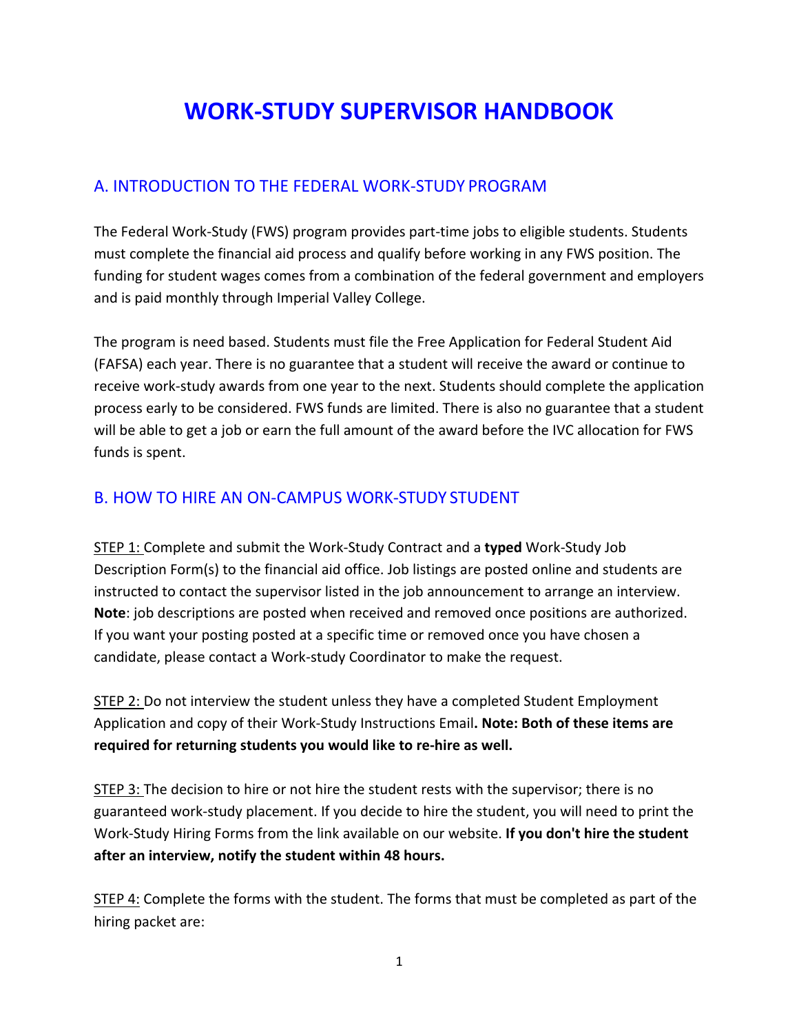# WORK-STUDY SUPERVISOR HANDBOOK

## A. INTRODUCTION TO THE FEDERAL WORK-STUDY PROGRAM

The Federal Work-Study (FWS) program provides part-time jobs to eligible students. Students must complete the financial aid process and qualify before working in any FWS position. The funding for student wages comes from a combination of the federal government and employers and is paid monthly through Imperial Valley College.

The program is need based. Students must file the Free Application for Federal Student Aid (FAFSA) each year. There is no guarantee that a student will receive the award or continue to receive work-study awards from one year to the next. Students should complete the application process early to be considered. FWS funds are limited. There is also no guarantee that a student will be able to get a job or earn the full amount of the award before the IVC allocation for FWS funds is spent.

## B. HOW TO HIRE AN ON-CAMPUS WORK-STUDY STUDENT

STEP 1: Complete and submit the Work-Study Contract and a **typed** Work-Study Job Description Form(s) to the financial aid office. Job listings are posted online and students are instructed to contact the supervisor listed in the job announcement to arrange an interview. **Note**: job descriptions are posted when received and removed once positions are authorized. If you want your posting posted at a specific time or removed once you have chosen a candidate, please contact a Work-study Coordinator to make the request.

STEP 2: Do not interview the student unless they have a completed Student Employment Application and copy of their Work-Study Instructions Email**. Note: Both of these items are required for returning students you would like to re-hire as well.**

STEP 3: The decision to hire or not hire the student rests with the supervisor; there is no guaranteed work-study placement. If you decide to hire the student, you will need to print the Work-Study Hiring Forms from the link available on our website. **If you don't hire the student after an interview, notify the student within 48 hours.**

STEP 4: Complete the forms with the student. The forms that must be completed as part of the hiring packet are: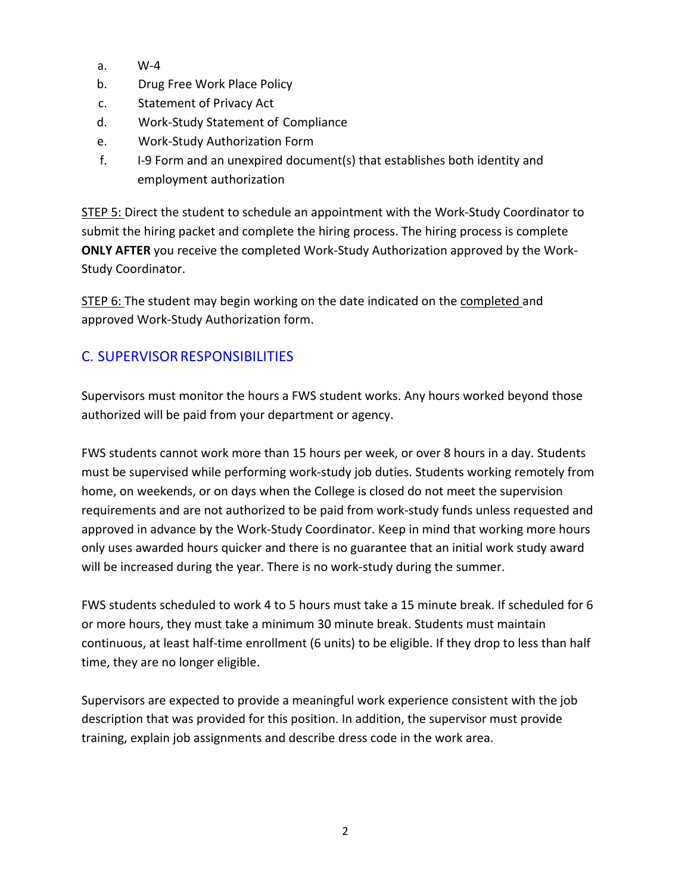a. W-4
b. Drug Free Work Place Policy
c. Statement of Privacy Act
d. Work-Study Statement of Compliance
e. Work-Study Authorization Form
f. I-9 Form and an unexpired document(s) that establishes both identity and employment authorization

STEP 5: Direct the student to schedule an appointment with the Work-Study Coordinator to submit the hiring packet and complete the hiring process. The hiring process is complete **ONLY AFTER** you receive the completed Work-Study Authorization approved by the Work-Study Coordinator.

STEP 6: The student may begin working on the date indicated on the completed and approved Work-Study Authorization form.

## C. SUPERVISOR RESPONSIBILITIES

Supervisors must monitor the hours a FWS student works. Any hours worked beyond those authorized will be paid from your department or agency.

FWS students cannot work more than 15 hours per week, or over 8 hours in a day. Students must be supervised while performing work-study job duties. Students working remotely from home, on weekends, or on days when the College is closed do not meet the supervision requirements and are not authorized to be paid from work-study funds unless requested and approved in advance by the Work-Study Coordinator. Keep in mind that working more hours only uses awarded hours quicker and there is no guarantee that an initial work study award will be increased during the year. There is no work-study during the summer.

FWS students scheduled to work 4 to 5 hours must take a 15 minute break. If scheduled for 6 or more hours, they must take a minimum 30 minute break. Students must maintain continuous, at least half-time enrollment (6 units) to be eligible. If they drop to less than half time, they are no longer eligible.

Supervisors are expected to provide a meaningful work experience consistent with the job description that was provided for this position. In addition, the supervisor must provide training, explain job assignments and describe dress code in the work area.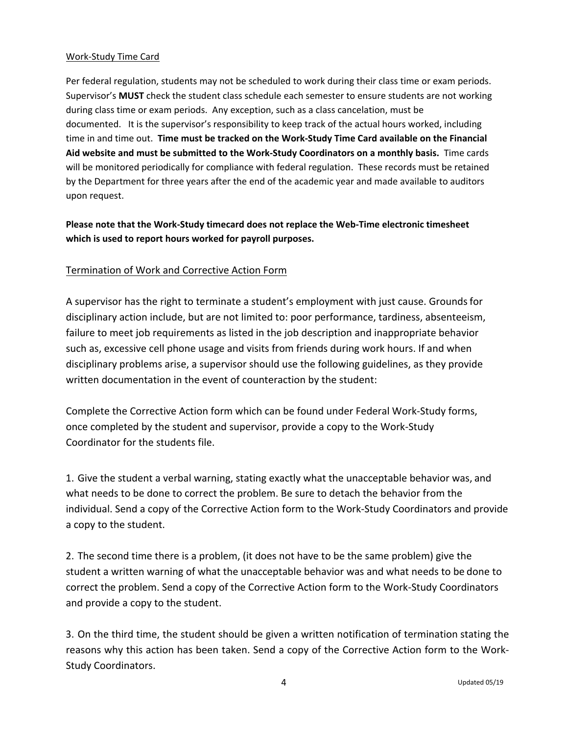## Work-Study Time Card

Per federal regulation, students may not be scheduled to work during their class time or exam periods. Supervisor's **MUST** check the student class schedule each semester to ensure students are not working during class time or exam periods. Any exception, such as a class cancelation, must be documented. It is the supervisor's responsibility to keep track of the actual hours worked, including time in and time out. **Time must be tracked on the Work-Study Time Card available on the Financial Aid website and must be submitted to the Work-Study Coordinators on a monthly basis.** Time cards will be monitored periodically for compliance with federal regulation. These records must be retained by the Department for three years after the end of the academic year and made available to auditors upon request.

**Please note that the Work-Study timecard does not replace the Web-Time electronic timesheet which is used to report hours worked for payroll purposes.**

## Termination of Work and Corrective Action Form

A supervisor has the right to terminate a student's employment with just cause. Grounds for disciplinary action include, but are not limited to: poor performance, tardiness, absenteeism, failure to meet job requirements as listed in the job description and inappropriate behavior such as, excessive cell phone usage and visits from friends during work hours. If and when disciplinary problems arise, a supervisor should use the following guidelines, as they provide written documentation in the event of counteraction by the student:

Complete the Corrective Action form which can be found under Federal Work-Study forms, once completed by the student and supervisor, provide a copy to the Work-Study Coordinator for the students file.

1. Give the student a verbal warning, stating exactly what the unacceptable behavior was, and what needs to be done to correct the problem. Be sure to detach the behavior from the individual. Send a copy of the Corrective Action form to the Work-Study Coordinators and provide a copy to the student.

2. The second time there is a problem, (it does not have to be the same problem) give the student a written warning of what the unacceptable behavior was and what needs to be done to correct the problem. Send a copy of the Corrective Action form to the Work-Study Coordinators and provide a copy to the student.

3. On the third time, the student should be given a written notification of termination stating the reasons why this action has been taken. Send a copy of the Corrective Action form to the Work-Study Coordinators.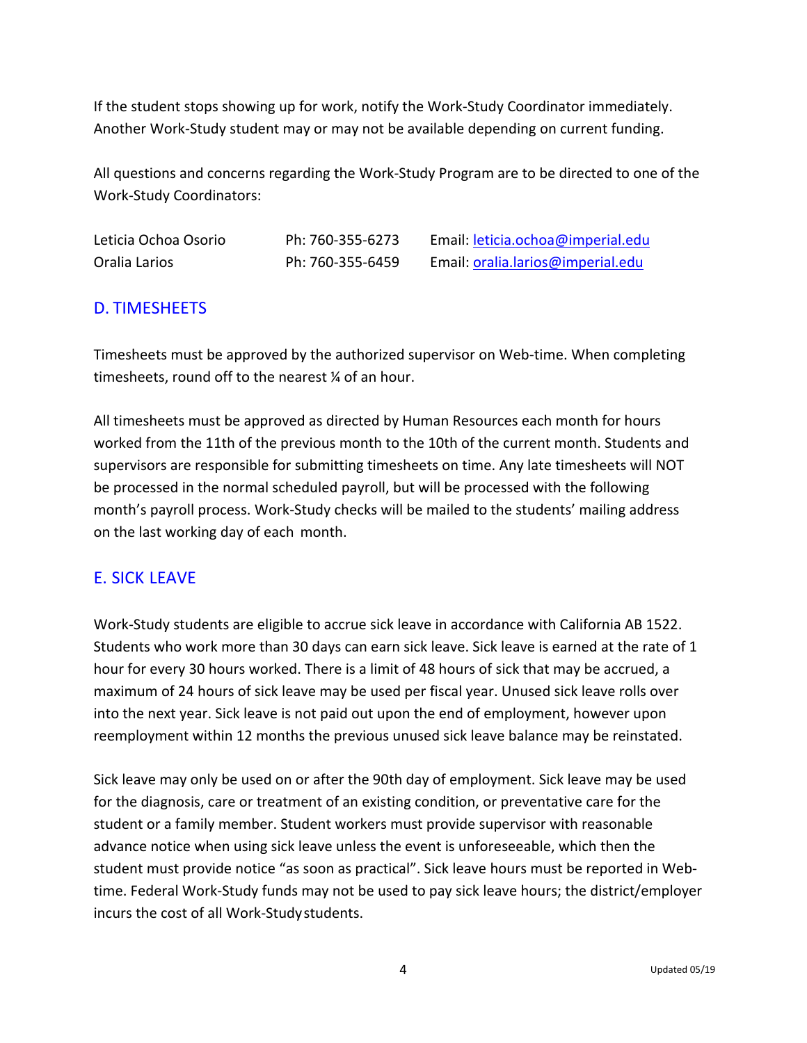If the student stops showing up for work, notify the Work-Study Coordinator immediately. Another Work-Study student may or may not be available depending on current funding.

All questions and concerns regarding the Work-Study Program are to be directed to one of the Work-Study Coordinators:

| | | |
|---|---|---|
| Leticia Ochoa Osorio | Ph: 760-355-6273 | Email: leticia.ochoa@imperial.edu |
| Oralia Larios | Ph: 760-355-6459 | Email: oralia.larios@imperial.edu |

## D. TIMESHEETS

Timesheets must be approved by the authorized supervisor on Web-time. When completing timesheets, round off to the nearest ¼ of an hour.

All timesheets must be approved as directed by Human Resources each month for hours worked from the 11th of the previous month to the 10th of the current month. Students and supervisors are responsible for submitting timesheets on time. Any late timesheets will NOT be processed in the normal scheduled payroll, but will be processed with the following month's payroll process. Work-Study checks will be mailed to the students' mailing address on the last working day of each month.

## E. SICK LEAVE

Work-Study students are eligible to accrue sick leave in accordance with California AB 1522. Students who work more than 30 days can earn sick leave. Sick leave is earned at the rate of 1 hour for every 30 hours worked. There is a limit of 48 hours of sick that may be accrued, a maximum of 24 hours of sick leave may be used per fiscal year. Unused sick leave rolls over into the next year. Sick leave is not paid out upon the end of employment, however upon reemployment within 12 months the previous unused sick leave balance may be reinstated.

Sick leave may only be used on or after the 90th day of employment. Sick leave may be used for the diagnosis, care or treatment of an existing condition, or preventative care for the student or a family member. Student workers must provide supervisor with reasonable advance notice when using sick leave unless the event is unforeseeable, which then the student must provide notice "as soon as practical". Sick leave hours must be reported in Web-time. Federal Work-Study funds may not be used to pay sick leave hours; the district/employer incurs the cost of all Work-Study students.

Updated 05/19